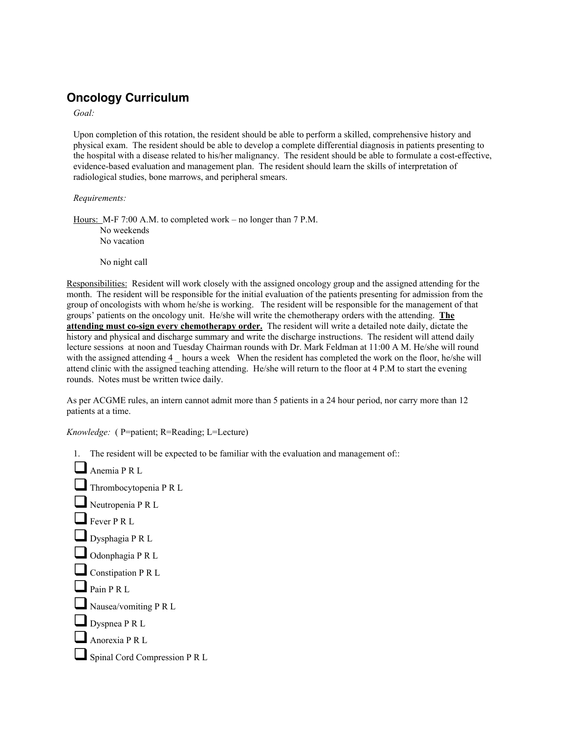# Oncology Curriculum

*Goal:*

Upon completion of this rotation, the resident should be able to perform a skilled, comprehensive history and physical exam. The resident should be able to develop a complete differential diagnosis in patients presenting to the hospital with a disease related to his/her malignancy. The resident should be able to formulate a cost-effective, evidence-based evaluation and management plan. The resident should learn the skills of interpretation of radiological studies, bone marrows, and peripheral smears.

*Requirements:*

Hours: M-F 7:00 A.M. to completed work – no longer than 7 P.M.
No weekends
No vacation

No night call

Responsibilities: Resident will work closely with the assigned oncology group and the assigned attending for the month. The resident will be responsible for the initial evaluation of the patients presenting for admission from the group of oncologists with whom he/she is working. The resident will be responsible for the management of that groups' patients on the oncology unit. He/she will write the chemotherapy orders with the attending. **The attending must co-sign every chemotherapy order.** The resident will write a detailed note daily, dictate the history and physical and discharge summary and write the discharge instructions. The resident will attend daily lecture sessions at noon and Tuesday Chairman rounds with Dr. Mark Feldman at 11:00 A M. He/she will round with the assigned attending 4 _ hours a week When the resident has completed the work on the floor, he/she will attend clinic with the assigned teaching attending. He/she will return to the floor at 4 P.M to start the evening rounds. Notes must be written twice daily.

As per ACGME rules, an intern cannot admit more than 5 patients in a 24 hour period, nor carry more than 12 patients at a time.

*Knowledge:* ( P=patient; R=Reading; L=Lecture)

1. The resident will be expected to be familiar with the evaluation and management of::

- ❑ Anemia P R L
- ❑ Thrombocytopenia P R L
- ❑ Neutropenia P R L
- ❑ Fever P R L
- ❑ Dysphagia P R L
- ❑ Odonphagia P R L
- ❑ Constipation P R L
- ❑ Pain P R L
- ❑ Nausea/vomiting P R L
- ❑ Dyspnea P R L
- ❑ Anorexia P R L
- ❑ Spinal Cord Compression P R L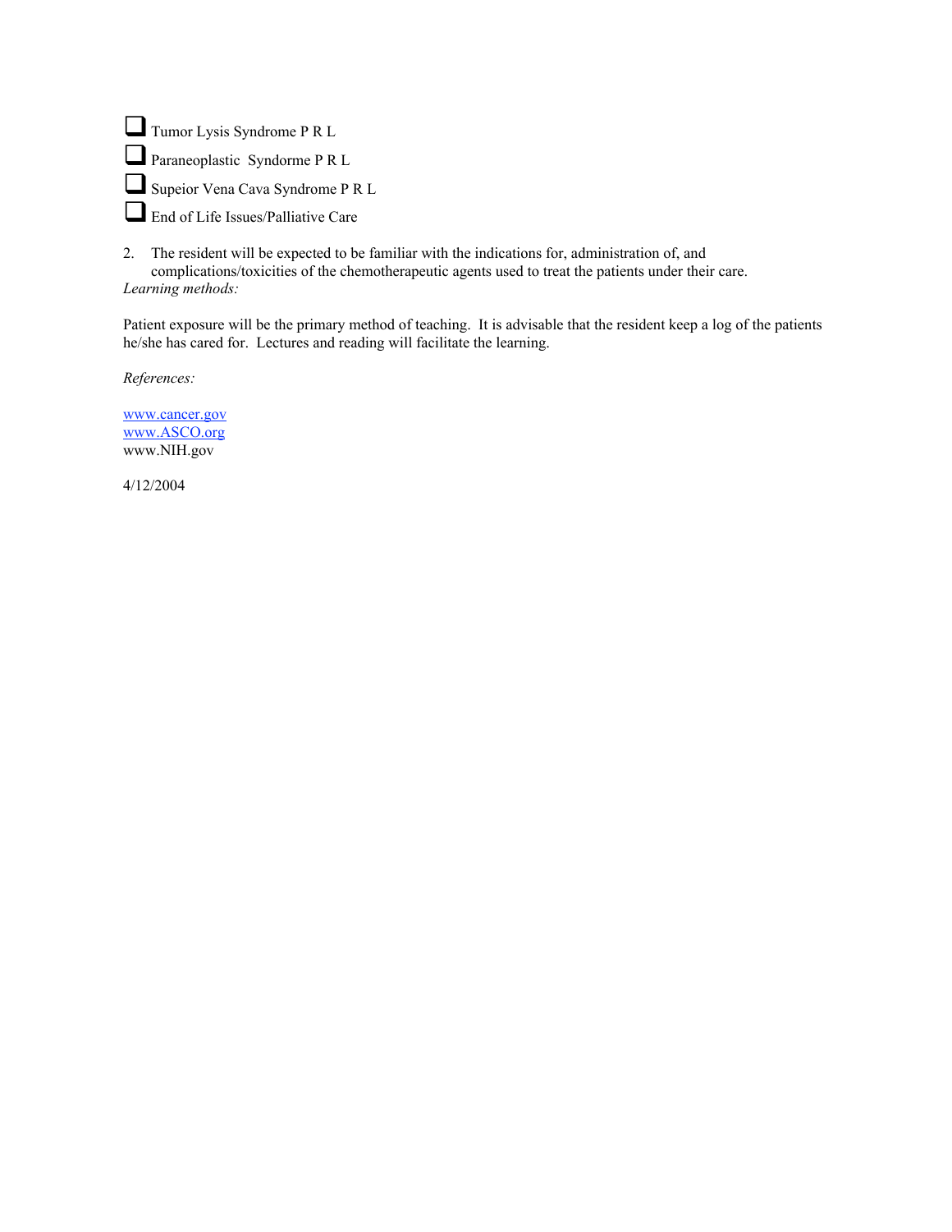- [ ] Tumor Lysis Syndrome P R L
- [ ] Paraneoplastic  Syndorme P R L
- [ ] Supeior Vena Cava Syndrome P R L
- [ ] End of Life Issues/Palliative Care

2. The resident will be expected to be familiar with the indications for, administration of, and complications/toxicities of the chemotherapeutic agents used to treat the patients under their care.

*Learning methods:*

Patient exposure will be the primary method of teaching.  It is advisable that the resident keep a log of the patients he/she has cared for.  Lectures and reading will facilitate the learning.

*References:*

www.cancer.gov
www.ASCO.org
www.NIH.gov

4/12/2004